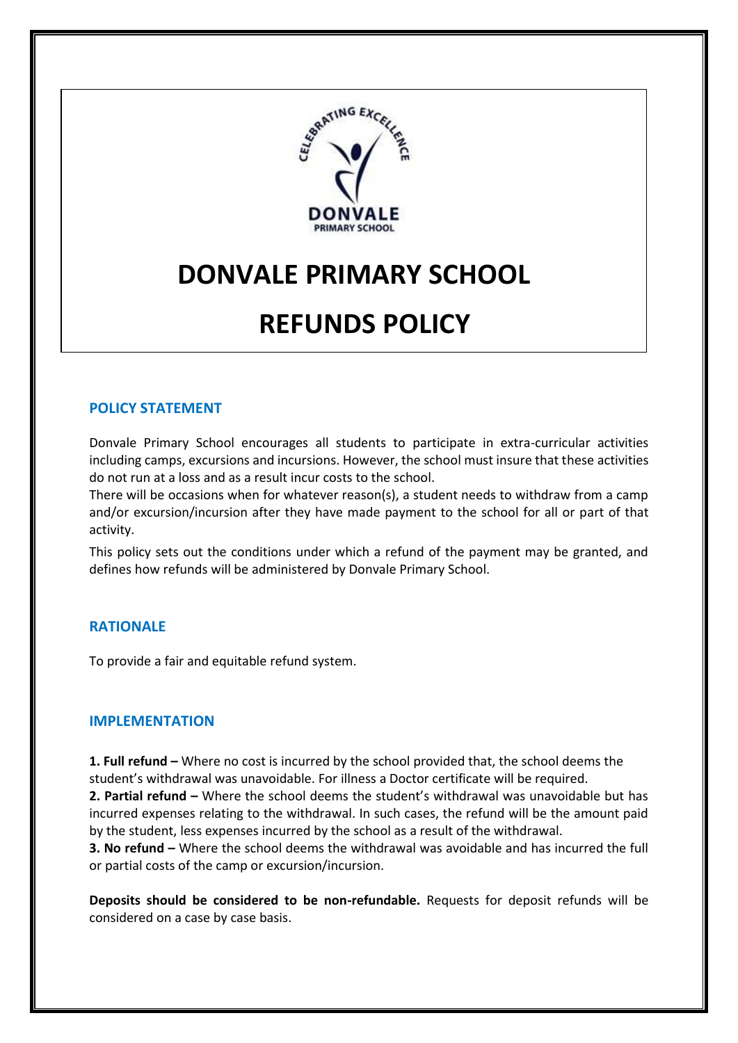# DONVALE PRIMARY SCHOOL

# REFUNDS POLICY

## POLICY STATEMENT

Donvale Primary School encourages all students to participate in extra-curricular activities including camps, excursions and incursions. However, the school must insure that these activities do not run at a loss and as a result incur costs to the school.

There will be occasions when for whatever reason(s), a student needs to withdraw from a camp and/or excursion/incursion after they have made payment to the school for all or part of that activity.

This policy sets out the conditions under which a refund of the payment may be granted, and defines how refunds will be administered by Donvale Primary School.

## RATIONALE

To provide a fair and equitable refund system.

## IMPLEMENTATION

**1. Full refund –** Where no cost is incurred by the school provided that, the school deems the student's withdrawal was unavoidable. For illness a Doctor certificate will be required.

**2. Partial refund –** Where the school deems the student's withdrawal was unavoidable but has incurred expenses relating to the withdrawal. In such cases, the refund will be the amount paid by the student, less expenses incurred by the school as a result of the withdrawal.

**3. No refund –** Where the school deems the withdrawal was avoidable and has incurred the full or partial costs of the camp or excursion/incursion.

**Deposits should be considered to be non-refundable.** Requests for deposit refunds will be considered on a case by case basis.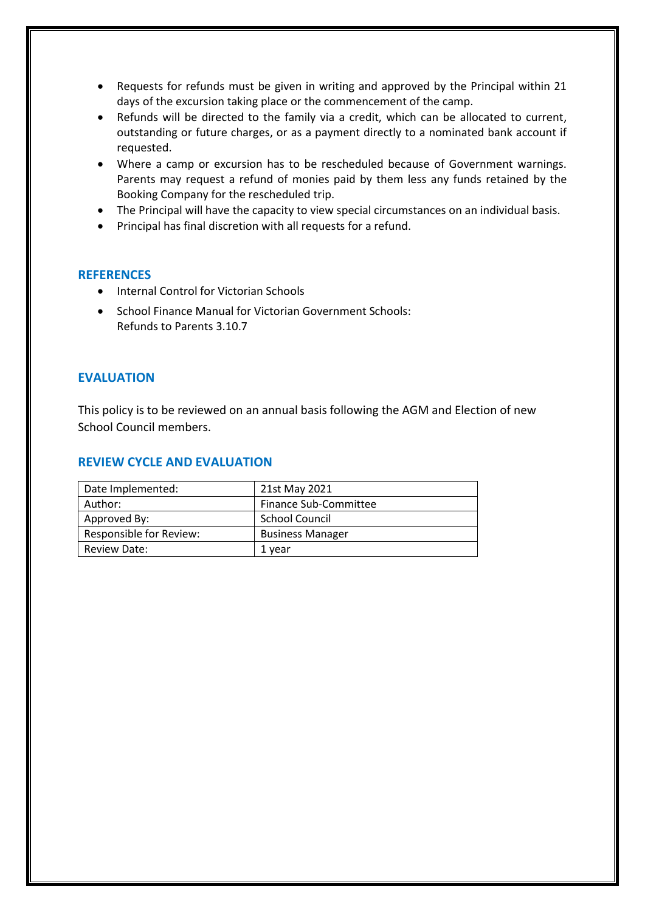- Requests for refunds must be given in writing and approved by the Principal within 21 days of the excursion taking place or the commencement of the camp.
- Refunds will be directed to the family via a credit, which can be allocated to current, outstanding or future charges, or as a payment directly to a nominated bank account if requested.
- Where a camp or excursion has to be rescheduled because of Government warnings. Parents may request a refund of monies paid by them less any funds retained by the Booking Company for the rescheduled trip.
- The Principal will have the capacity to view special circumstances on an individual basis.
- Principal has final discretion with all requests for a refund.

## REFERENCES

- Internal Control for Victorian Schools
- School Finance Manual for Victorian Government Schools: Refunds to Parents 3.10.7

## EVALUATION

This policy is to be reviewed on an annual basis following the AGM and Election of new School Council members.

## REVIEW CYCLE AND EVALUATION

| | |
|---|---|
| Date Implemented: | 21st May 2021 |
| Author: | Finance Sub-Committee |
| Approved By: | School Council |
| Responsible for Review: | Business Manager |
| Review Date: | 1 year |